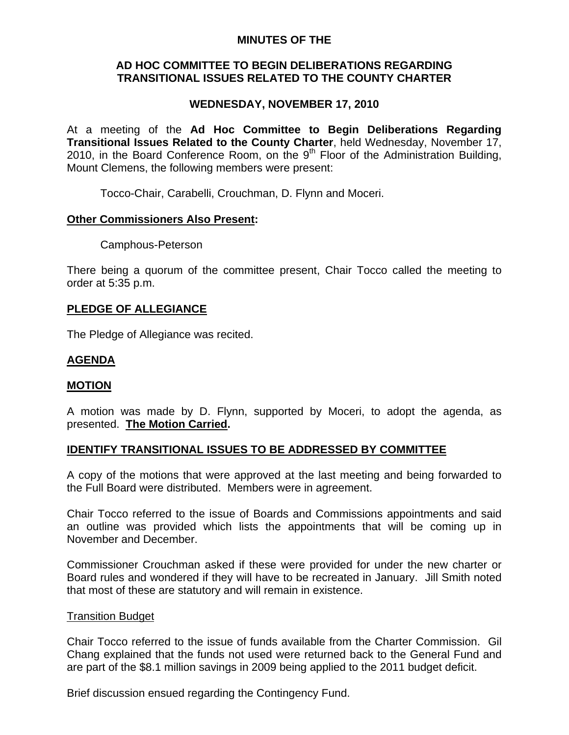# MINUTES OF THE

## AD HOC COMMITTEE TO BEGIN DELIBERATIONS REGARDING TRANSITIONAL ISSUES RELATED TO THE COUNTY CHARTER

### WEDNESDAY, NOVEMBER 17, 2010

At a meeting of the **Ad Hoc Committee to Begin Deliberations Regarding Transitional Issues Related to the County Charter**, held Wednesday, November 17, 2010, in the Board Conference Room, on the 9th Floor of the Administration Building, Mount Clemens, the following members were present:

Tocco-Chair, Carabelli, Crouchman, D. Flynn and Moceri.

**Other Commissioners Also Present:**

Camphous-Peterson

There being a quorum of the committee present, Chair Tocco called the meeting to order at 5:35 p.m.

**PLEDGE OF ALLEGIANCE**

The Pledge of Allegiance was recited.

**AGENDA**

**MOTION**

A motion was made by D. Flynn, supported by Moceri, to adopt the agenda, as presented. **The Motion Carried.**

**IDENTIFY TRANSITIONAL ISSUES TO BE ADDRESSED BY COMMITTEE**

A copy of the motions that were approved at the last meeting and being forwarded to the Full Board were distributed. Members were in agreement.

Chair Tocco referred to the issue of Boards and Commissions appointments and said an outline was provided which lists the appointments that will be coming up in November and December.

Commissioner Crouchman asked if these were provided for under the new charter or Board rules and wondered if they will have to be recreated in January. Jill Smith noted that most of these are statutory and will remain in existence.

Transition Budget

Chair Tocco referred to the issue of funds available from the Charter Commission. Gil Chang explained that the funds not used were returned back to the General Fund and are part of the $8.1 million savings in 2009 being applied to the 2011 budget deficit.

Brief discussion ensued regarding the Contingency Fund.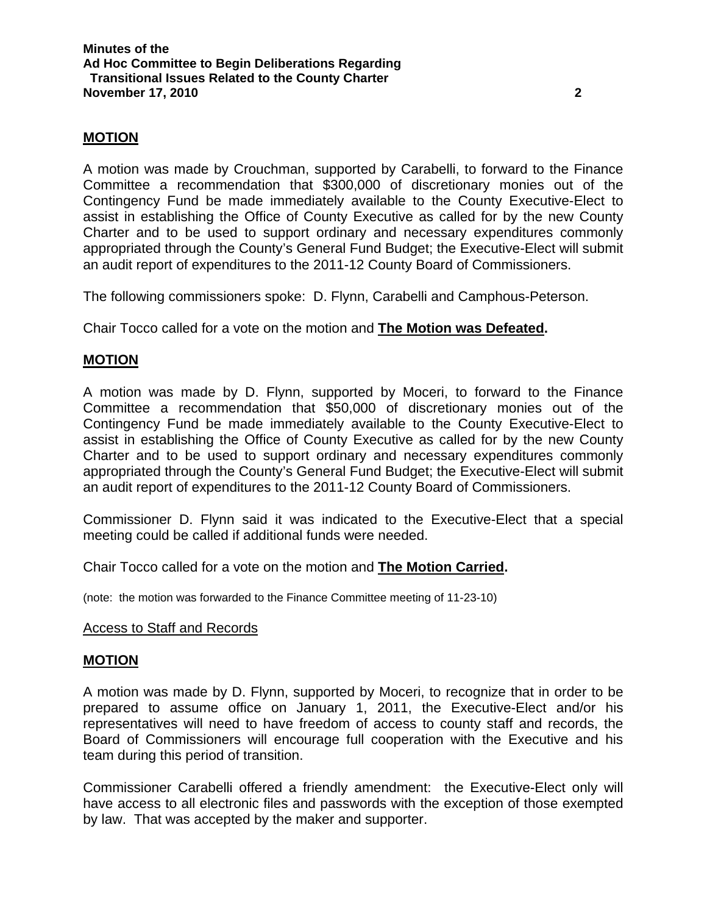**MOTION**

A motion was made by Crouchman, supported by Carabelli, to forward to the Finance Committee a recommendation that $300,000 of discretionary monies out of the Contingency Fund be made immediately available to the County Executive-Elect to assist in establishing the Office of County Executive as called for by the new County Charter and to be used to support ordinary and necessary expenditures commonly appropriated through the County's General Fund Budget; the Executive-Elect will submit an audit report of expenditures to the 2011-12 County Board of Commissioners.

The following commissioners spoke: D. Flynn, Carabelli and Camphous-Peterson.

Chair Tocco called for a vote on the motion and **The Motion was Defeated.**

**MOTION**

A motion was made by D. Flynn, supported by Moceri, to forward to the Finance Committee a recommendation that $50,000 of discretionary monies out of the Contingency Fund be made immediately available to the County Executive-Elect to assist in establishing the Office of County Executive as called for by the new County Charter and to be used to support ordinary and necessary expenditures commonly appropriated through the County's General Fund Budget; the Executive-Elect will submit an audit report of expenditures to the 2011-12 County Board of Commissioners.

Commissioner D. Flynn said it was indicated to the Executive-Elect that a special meeting could be called if additional funds were needed.

Chair Tocco called for a vote on the motion and **The Motion Carried.**

(note: the motion was forwarded to the Finance Committee meeting of 11-23-10)

Access to Staff and Records

**MOTION**

A motion was made by D. Flynn, supported by Moceri, to recognize that in order to be prepared to assume office on January 1, 2011, the Executive-Elect and/or his representatives will need to have freedom of access to county staff and records, the Board of Commissioners will encourage full cooperation with the Executive and his team during this period of transition.

Commissioner Carabelli offered a friendly amendment: the Executive-Elect only will have access to all electronic files and passwords with the exception of those exempted by law. That was accepted by the maker and supporter.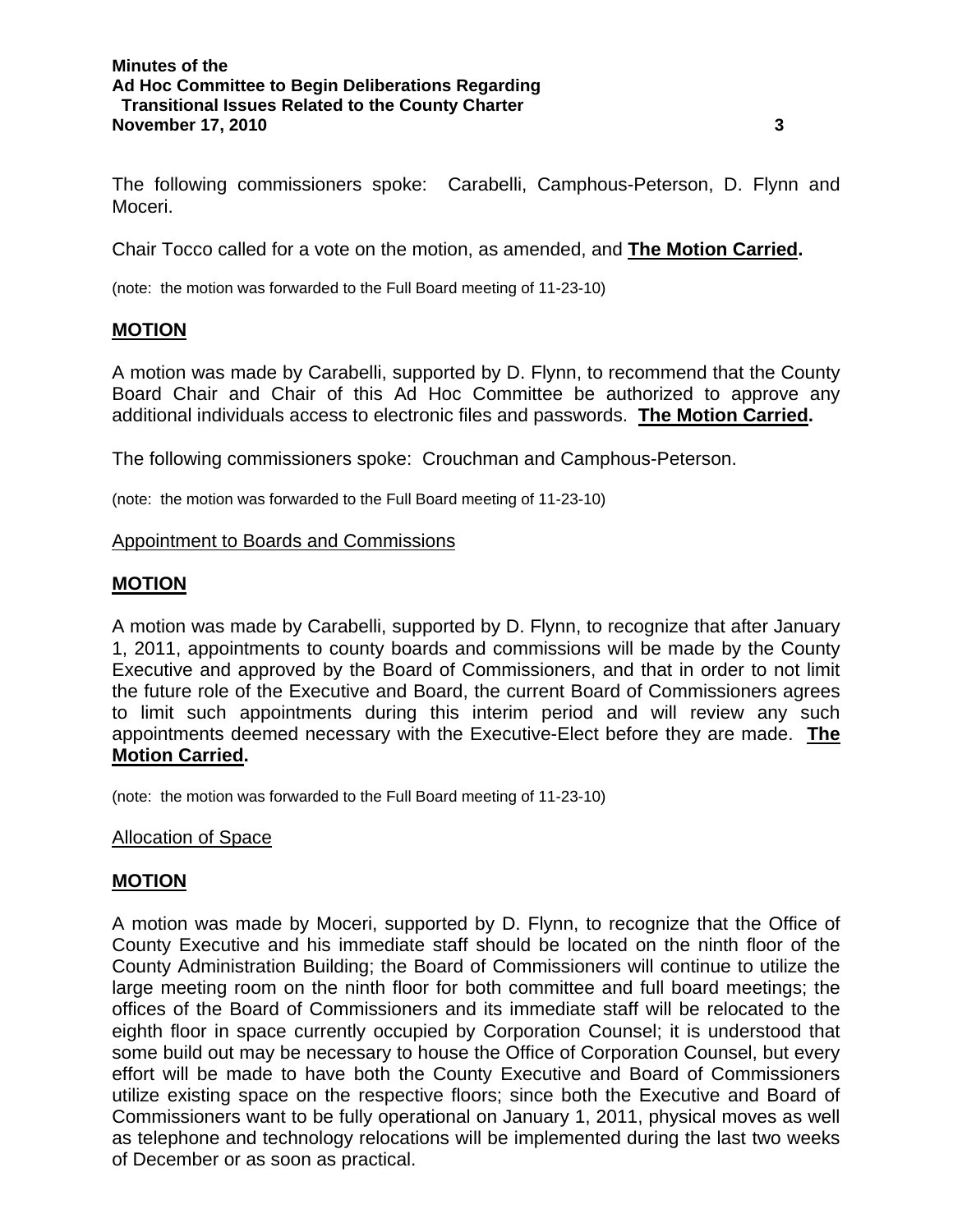The following commissioners spoke: Carabelli, Camphous-Peterson, D. Flynn and Moceri.

Chair Tocco called for a vote on the motion, as amended, and **The Motion Carried.**

(note: the motion was forwarded to the Full Board meeting of 11-23-10)

**MOTION**

A motion was made by Carabelli, supported by D. Flynn, to recommend that the County Board Chair and Chair of this Ad Hoc Committee be authorized to approve any additional individuals access to electronic files and passwords. **The Motion Carried.**

The following commissioners spoke: Crouchman and Camphous-Peterson.

(note: the motion was forwarded to the Full Board meeting of 11-23-10)

Appointment to Boards and Commissions

**MOTION**

A motion was made by Carabelli, supported by D. Flynn, to recognize that after January 1, 2011, appointments to county boards and commissions will be made by the County Executive and approved by the Board of Commissioners, and that in order to not limit the future role of the Executive and Board, the current Board of Commissioners agrees to limit such appointments during this interim period and will review any such appointments deemed necessary with the Executive-Elect before they are made. **The Motion Carried.**

(note: the motion was forwarded to the Full Board meeting of 11-23-10)

Allocation of Space

**MOTION**

A motion was made by Moceri, supported by D. Flynn, to recognize that the Office of County Executive and his immediate staff should be located on the ninth floor of the County Administration Building; the Board of Commissioners will continue to utilize the large meeting room on the ninth floor for both committee and full board meetings; the offices of the Board of Commissioners and its immediate staff will be relocated to the eighth floor in space currently occupied by Corporation Counsel; it is understood that some build out may be necessary to house the Office of Corporation Counsel, but every effort will be made to have both the County Executive and Board of Commissioners utilize existing space on the respective floors; since both the Executive and Board of Commissioners want to be fully operational on January 1, 2011, physical moves as well as telephone and technology relocations will be implemented during the last two weeks of December or as soon as practical.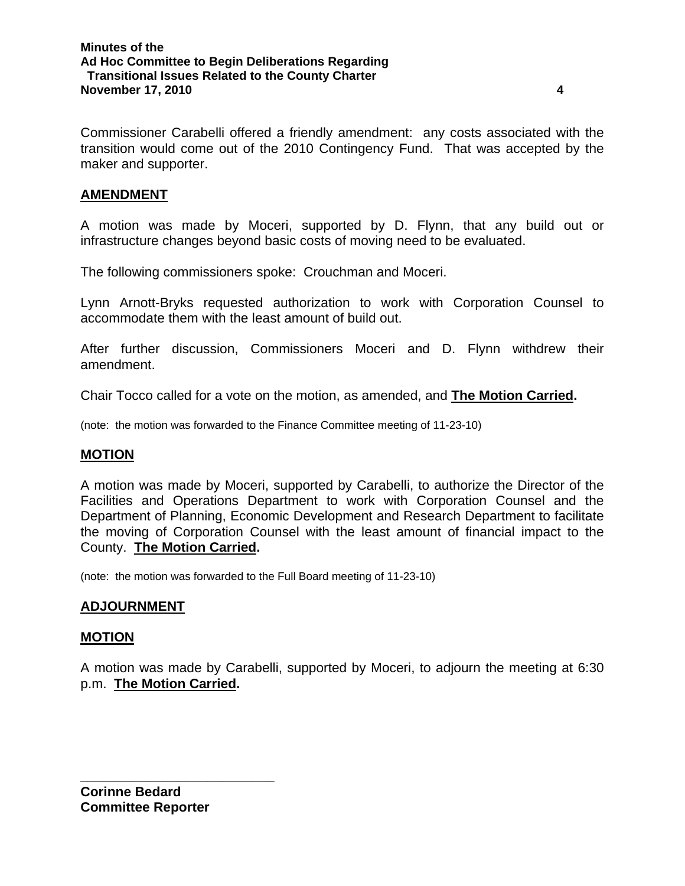Commissioner Carabelli offered a friendly amendment: any costs associated with the transition would come out of the 2010 Contingency Fund. That was accepted by the maker and supporter.

## AMENDMENT

A motion was made by Moceri, supported by D. Flynn, that any build out or infrastructure changes beyond basic costs of moving need to be evaluated.

The following commissioners spoke: Crouchman and Moceri.

Lynn Arnott-Bryks requested authorization to work with Corporation Counsel to accommodate them with the least amount of build out.

After further discussion, Commissioners Moceri and D. Flynn withdrew their amendment.

Chair Tocco called for a vote on the motion, as amended, and **The Motion Carried.**

(note: the motion was forwarded to the Finance Committee meeting of 11-23-10)

## MOTION

A motion was made by Moceri, supported by Carabelli, to authorize the Director of the Facilities and Operations Department to work with Corporation Counsel and the Department of Planning, Economic Development and Research Department to facilitate the moving of Corporation Counsel with the least amount of financial impact to the County. **The Motion Carried.**

(note: the motion was forwarded to the Full Board meeting of 11-23-10)

## ADJOURNMENT

## MOTION

A motion was made by Carabelli, supported by Moceri, to adjourn the meeting at 6:30 p.m. **The Motion Carried.**

\_\_\_\_\_\_\_\_\_\_\_\_\_\_\_\_\_\_\_\_\_\_\_\_\_\_\_\_

**Corinne Bedard**
**Committee Reporter**